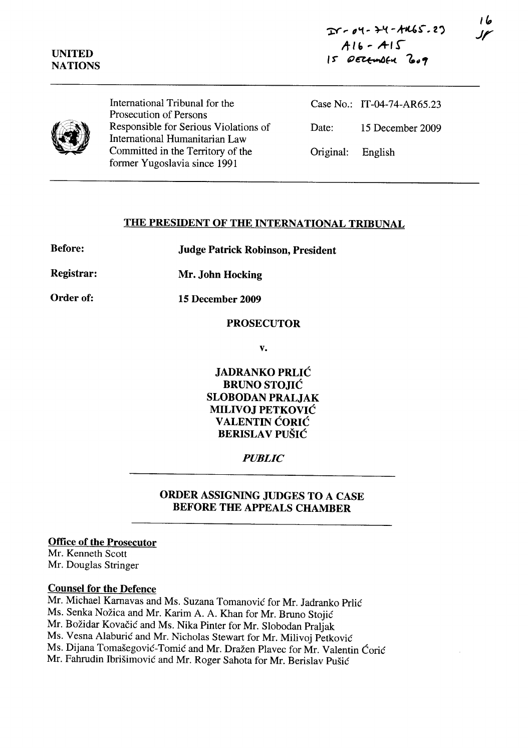IT-04-74-AR65.23
A16 - A15
15 DECEMBER 2009

16
JF

UNITED NATIONS

International Tribunal for the Prosecution of Persons Responsible for Serious Violations of International Humanitarian Law Committed in the Territory of the former Yugoslavia since 1991

Case No.: IT-04-74-AR65.23

Date: 15 December 2009

Original: English

## THE PRESIDENT OF THE INTERNATIONAL TRIBUNAL

**Before:** **Judge Patrick Robinson, President**

**Registrar:** **Mr. John Hocking**

**Order of:** **15 December 2009**

**PROSECUTOR**

**v.**

**JADRANKO PRLIĆ**
**BRUNO STOJIĆ**
**SLOBODAN PRALJAK**
**MILIVOJ PETKOVIĆ**
**VALENTIN ĆORIĆ**
**BERISLAV PUŠIĆ**

***PUBLIC***

## ORDER ASSIGNING JUDGES TO A CASE BEFORE THE APPEALS CHAMBER

**Office of the Prosecutor**
Mr. Kenneth Scott
Mr. Douglas Stringer

**Counsel for the Defence**
Mr. Michael Karnavas and Ms. Suzana Tomanović for Mr. Jadranko Prlić
Ms. Senka Nožica and Mr. Karim A. A. Khan for Mr. Bruno Stojić
Mr. Božidar Kovačić and Ms. Nika Pinter for Mr. Slobodan Praljak
Ms. Vesna Alaburić and Mr. Nicholas Stewart for Mr. Milivoj Petković
Ms. Dijana Tomašegović-Tomić and Mr. Dražen Plavec for Mr. Valentin Ćorić
Mr. Fahrudin Ibrišimović and Mr. Roger Sahota for Mr. Berislav Pušić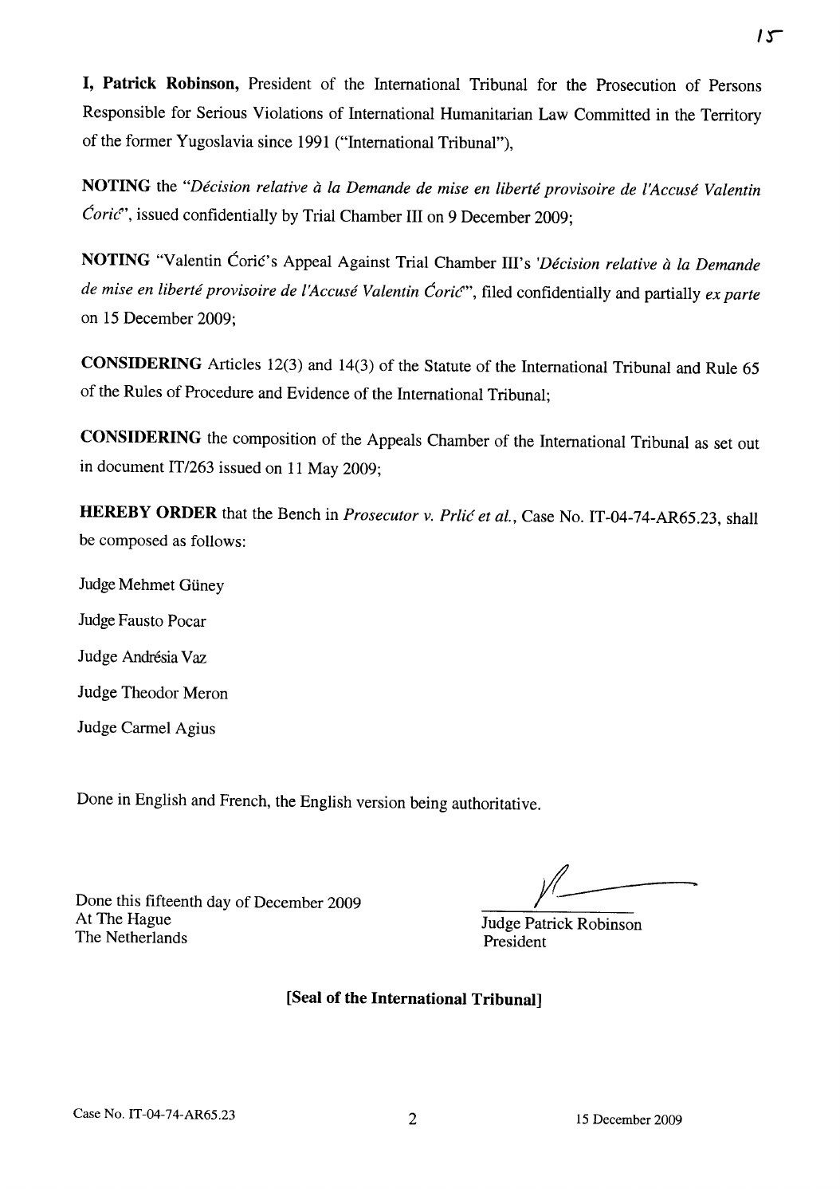**I, Patrick Robinson,** President of the International Tribunal for the Prosecution of Persons Responsible for Serious Violations of International Humanitarian Law Committed in the Territory of the former Yugoslavia since 1991 ("International Tribunal"),

**NOTING** the "*Décision relative à la Demande de mise en liberté provisoire de l'Accusé Valentin Ćorić*", issued confidentially by Trial Chamber III on 9 December 2009;

**NOTING** "Valentin Ćorić's Appeal Against Trial Chamber III's '*Décision relative à la Demande de mise en liberté provisoire de l'Accusé Valentin Ćorić*'", filed confidentially and partially *ex parte* on 15 December 2009;

**CONSIDERING** Articles 12(3) and 14(3) of the Statute of the International Tribunal and Rule 65 of the Rules of Procedure and Evidence of the International Tribunal;

**CONSIDERING** the composition of the Appeals Chamber of the International Tribunal as set out in document IT/263 issued on 11 May 2009;

**HEREBY ORDER** that the Bench in *Prosecutor v. Prlić et al.*, Case No. IT-04-74-AR65.23, shall be composed as follows:

Judge Mehmet Güney

Judge Fausto Pocar

Judge Andrésia Vaz

Judge Theodor Meron

Judge Carmel Agius

Done in English and French, the English version being authoritative.

Done this fifteenth day of December 2009
At The Hague
The Netherlands

Judge Patrick Robinson
President

**[Seal of the International Tribunal]**